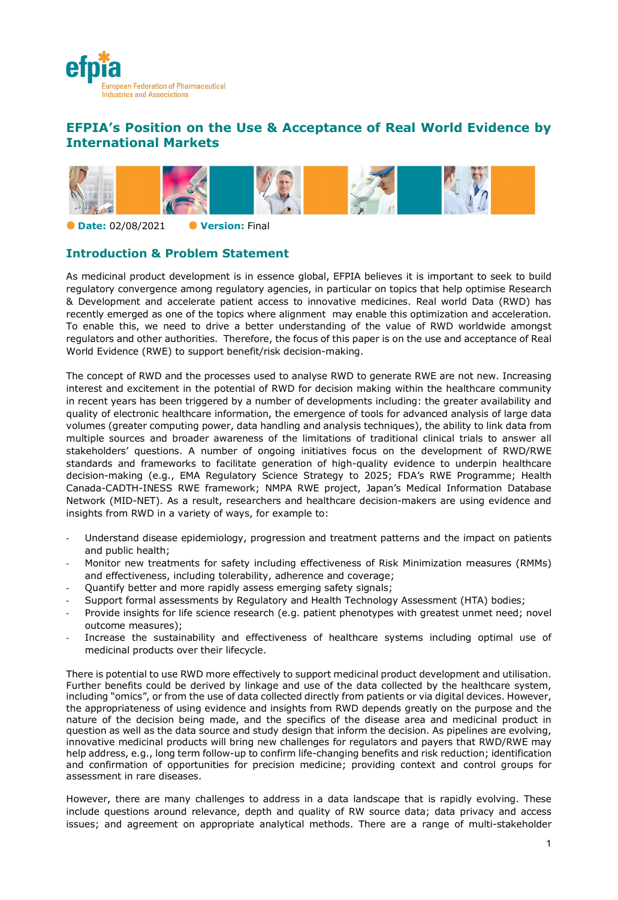# EFPIA's Position on the Use & Acceptance of Real World Evidence by International Markets

**Date:** 02/08/2021 **Version:** Final

## Introduction & Problem Statement

As medicinal product development is in essence global, EFPIA believes it is important to seek to build regulatory convergence among regulatory agencies, in particular on topics that help optimise Research & Development and accelerate patient access to innovative medicines. Real world Data (RWD) has recently emerged as one of the topics where alignment may enable this optimization and acceleration. To enable this, we need to drive a better understanding of the value of RWD worldwide amongst regulators and other authorities. Therefore, the focus of this paper is on the use and acceptance of Real World Evidence (RWE) to support benefit/risk decision-making.

The concept of RWD and the processes used to analyse RWD to generate RWE are not new. Increasing interest and excitement in the potential of RWD for decision making within the healthcare community in recent years has been triggered by a number of developments including: the greater availability and quality of electronic healthcare information, the emergence of tools for advanced analysis of large data volumes (greater computing power, data handling and analysis techniques), the ability to link data from multiple sources and broader awareness of the limitations of traditional clinical trials to answer all stakeholders' questions. A number of ongoing initiatives focus on the development of RWD/RWE standards and frameworks to facilitate generation of high-quality evidence to underpin healthcare decision-making (e.g., EMA Regulatory Science Strategy to 2025; FDA's RWE Programme; Health Canada-CADTH-INESS RWE framework; NMPA RWE project, Japan's Medical Information Database Network (MID-NET). As a result, researchers and healthcare decision-makers are using evidence and insights from RWD in a variety of ways, for example to:

- Understand disease epidemiology, progression and treatment patterns and the impact on patients and public health;
- Monitor new treatments for safety including effectiveness of Risk Minimization measures (RMMs) and effectiveness, including tolerability, adherence and coverage;
- Quantify better and more rapidly assess emerging safety signals;
- Support formal assessments by Regulatory and Health Technology Assessment (HTA) bodies;
- Provide insights for life science research (e.g. patient phenotypes with greatest unmet need; novel outcome measures);
- Increase the sustainability and effectiveness of healthcare systems including optimal use of medicinal products over their lifecycle.

There is potential to use RWD more effectively to support medicinal product development and utilisation. Further benefits could be derived by linkage and use of the data collected by the healthcare system, including "omics", or from the use of data collected directly from patients or via digital devices. However, the appropriateness of using evidence and insights from RWD depends greatly on the purpose and the nature of the decision being made, and the specifics of the disease area and medicinal product in question as well as the data source and study design that inform the decision. As pipelines are evolving, innovative medicinal products will bring new challenges for regulators and payers that RWD/RWE may help address, e.g., long term follow-up to confirm life-changing benefits and risk reduction; identification and confirmation of opportunities for precision medicine; providing context and control groups for assessment in rare diseases.

However, there are many challenges to address in a data landscape that is rapidly evolving. These include questions around relevance, depth and quality of RW source data; data privacy and access issues; and agreement on appropriate analytical methods. There are a range of multi-stakeholder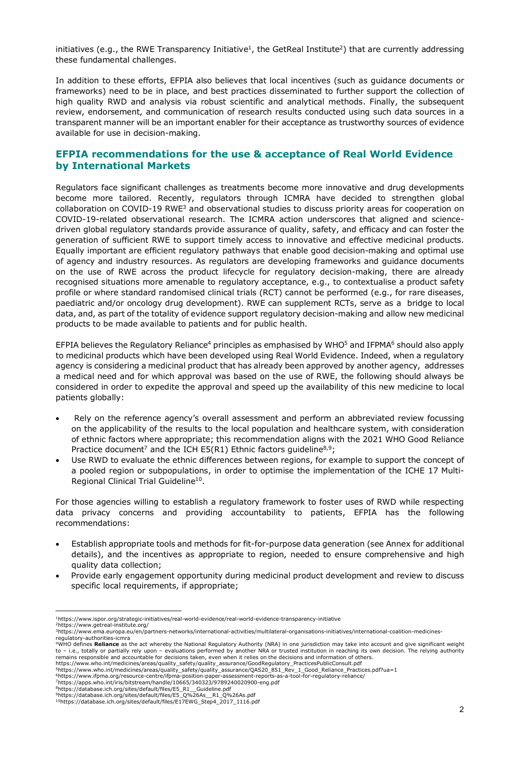initiatives (e.g., the RWE Transparency Initiative[1], the GetReal Institute[2]) that are currently addressing these fundamental challenges.

In addition to these efforts, EFPIA also believes that local incentives (such as guidance documents or frameworks) need to be in place, and best practices disseminated to further support the collection of high quality RWD and analysis via robust scientific and analytical methods. Finally, the subsequent review, endorsement, and communication of research results conducted using such data sources in a transparent manner will be an important enabler for their acceptance as trustworthy sources of evidence available for use in decision-making.

## EFPIA recommendations for the use & acceptance of Real World Evidence by International Markets

Regulators face significant challenges as treatments become more innovative and drug developments become more tailored. Recently, regulators through ICMRA have decided to strengthen global collaboration on COVID-19 RWE[3] and observational studies to discuss priority areas for cooperation on COVID-19-related observational research. The ICMRA action underscores that aligned and science-driven global regulatory standards provide assurance of quality, safety, and efficacy and can foster the generation of sufficient RWE to support timely access to innovative and effective medicinal products. Equally important are efficient regulatory pathways that enable good decision-making and optimal use of agency and industry resources. As regulators are developing frameworks and guidance documents on the use of RWE across the product lifecycle for regulatory decision-making, there are already recognised situations more amenable to regulatory acceptance, e.g., to contextualise a product safety profile or where standard randomised clinical trials (RCT) cannot be performed (e.g., for rare diseases, paediatric and/or oncology drug development). RWE can supplement RCTs, serve as a bridge to local data, and, as part of the totality of evidence support regulatory decision-making and allow new medicinal products to be made available to patients and for public health.

EFPIA believes the Regulatory Reliance[4] principles as emphasised by WHO[5] and IFPMA[6] should also apply to medicinal products which have been developed using Real World Evidence. Indeed, when a regulatory agency is considering a medicinal product that has already been approved by another agency, addresses a medical need and for which approval was based on the use of RWE, the following should always be considered in order to expedite the approval and speed up the availability of this new medicine to local patients globally:

- Rely on the reference agency's overall assessment and perform an abbreviated review focussing on the applicability of the results to the local population and healthcare system, with consideration of ethnic factors where appropriate; this recommendation aligns with the 2021 WHO Good Reliance Practice document[7] and the ICH E5(R1) Ethnic factors guideline[8,9];
- Use RWD to evaluate the ethnic differences between regions, for example to support the concept of a pooled region or subpopulations, in order to optimise the implementation of the ICHE 17 Multi-Regional Clinical Trial Guideline[10].

For those agencies willing to establish a regulatory framework to foster uses of RWD while respecting data privacy concerns and providing accountability to patients, EFPIA has the following recommendations:

- Establish appropriate tools and methods for fit-for-purpose data generation (see Annex for additional details), and the incentives as appropriate to region, needed to ensure comprehensive and high quality data collection;
- Provide early engagement opportunity during medicinal product development and review to discuss specific local requirements, if appropriate;

---

[1] https://www.ispor.org/strategic-initiatives/real-world-evidence/real-world-evidence-transparency-initiative
[2] https://www.getreal-institute.org/
[3] https://www.ema.europa.eu/en/partners-networks/international-activities/multilateral-organisations-initiatives/international-coalition-medicines-regulatory-authorities-icmra
[4] WHO defines **Reliance** as the act whereby the National Regulatory Authority (NRA) in one jurisdiction may take into account and give significant weight to – i.e., totally or partially rely upon – evaluations performed by another NRA or trusted institution in reaching its own decision. The relying authority remains responsible and accountable for decisions taken, even when it relies on the decisions and information of others. https://www.who.int/medicines/areas/quality_safety/quality_assurance/GoodRegulatory_PracticesPublicConsult.pdf
[5] https://www.who.int/medicines/areas/quality_safety/quality_assurance/QAS20_851_Rev_1_Good_Reliance_Practices.pdf?ua=1
[6] https://www.ifpma.org/resource-centre/ifpma-position-paper-assessment-reports-as-a-tool-for-regulatory-reliance/
[7] https://apps.who.int/iris/bitstream/handle/10665/340323/9789240020900-eng.pdf
[8] https://database.ich.org/sites/default/files/E5_R1__Guideline.pdf
[9] https://database.ich.org/sites/default/files/E5_Q%26As__R1_Q%26As.pdf
[10] https://database.ich.org/sites/default/files/E17EWG_Step4_2017_1116.pdf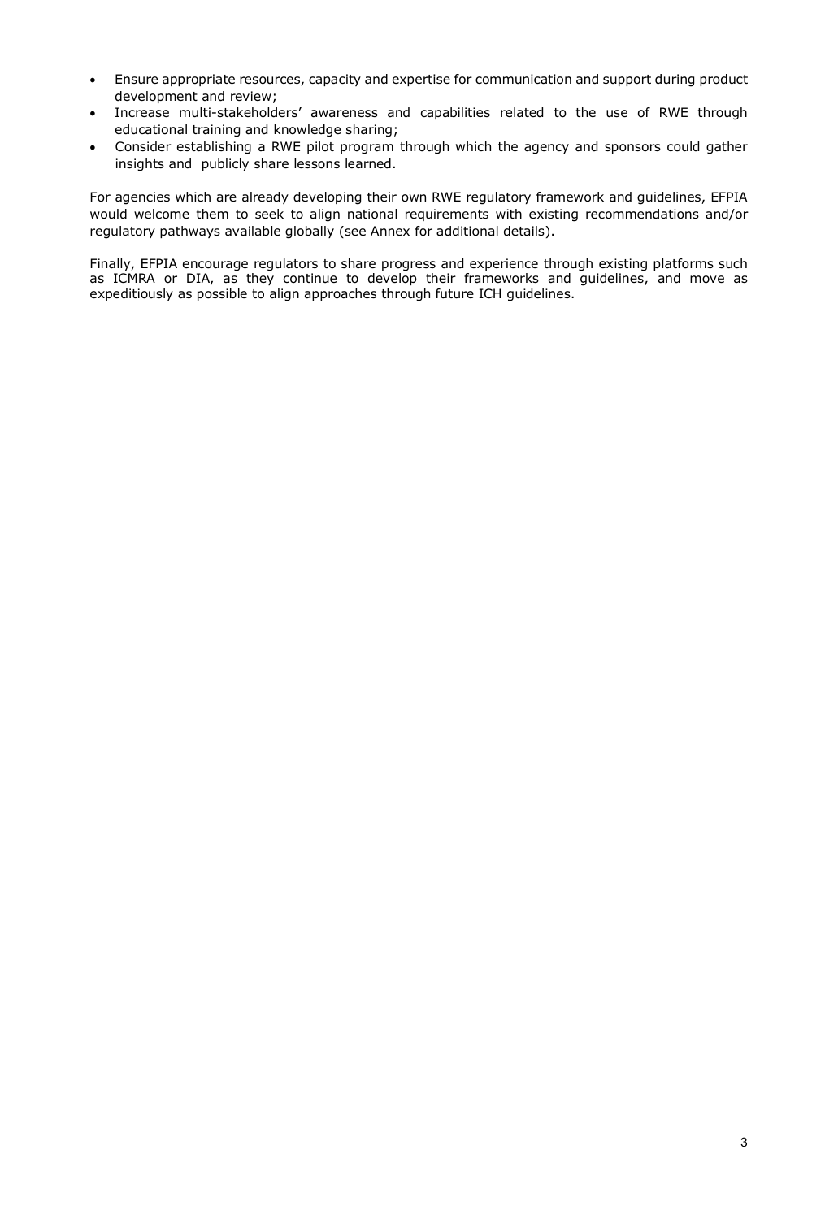- Ensure appropriate resources, capacity and expertise for communication and support during product development and review;
- Increase multi-stakeholders' awareness and capabilities related to the use of RWE through educational training and knowledge sharing;
- Consider establishing a RWE pilot program through which the agency and sponsors could gather insights and publicly share lessons learned.

For agencies which are already developing their own RWE regulatory framework and guidelines, EFPIA would welcome them to seek to align national requirements with existing recommendations and/or regulatory pathways available globally (see Annex for additional details).

Finally, EFPIA encourage regulators to share progress and experience through existing platforms such as ICMRA or DIA, as they continue to develop their frameworks and guidelines, and move as expeditiously as possible to align approaches through future ICH guidelines.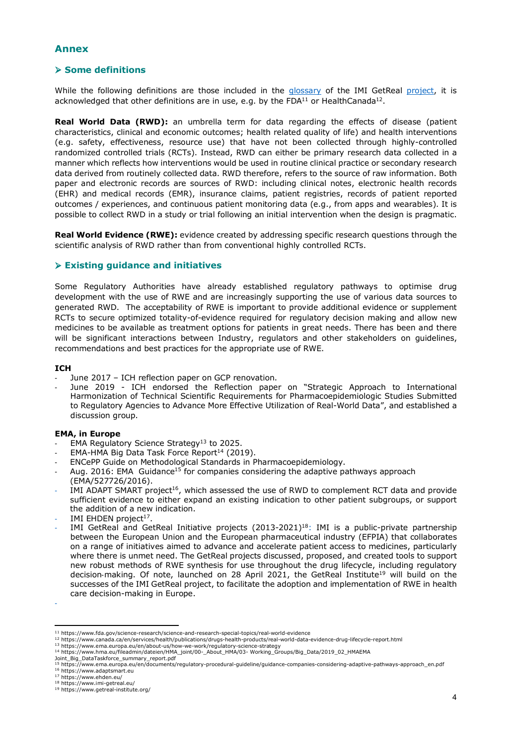## Annex

### ➢ Some definitions

While the following definitions are those included in the glossary of the IMI GetReal project, it is acknowledged that other definitions are in use, e.g. by the FDA[11] or HealthCanada[12].

**Real World Data (RWD):** an umbrella term for data regarding the effects of disease (patient characteristics, clinical and economic outcomes; health related quality of life) and health interventions (e.g. safety, effectiveness, resource use) that have not been collected through highly-controlled randomized controlled trials (RCTs). Instead, RWD can either be primary research data collected in a manner which reflects how interventions would be used in routine clinical practice or secondary research data derived from routinely collected data. RWD therefore, refers to the source of raw information. Both paper and electronic records are sources of RWD: including clinical notes, electronic health records (EHR) and medical records (EMR), insurance claims, patient registries, records of patient reported outcomes / experiences, and continuous patient monitoring data (e.g., from apps and wearables). It is possible to collect RWD in a study or trial following an initial intervention when the design is pragmatic.

**Real World Evidence (RWE):** evidence created by addressing specific research questions through the scientific analysis of RWD rather than from conventional highly controlled RCTs.

### ➢ Existing guidance and initiatives

Some Regulatory Authorities have already established regulatory pathways to optimise drug development with the use of RWE and are increasingly supporting the use of various data sources to generated RWD. The acceptability of RWE is important to provide additional evidence or supplement RCTs to secure optimized totality-of-evidence required for regulatory decision making and allow new medicines to be available as treatment options for patients in great needs. There has been and there will be significant interactions between Industry, regulators and other stakeholders on guidelines, recommendations and best practices for the appropriate use of RWE.

**ICH**

- June 2017 – ICH reflection paper on GCP renovation.
- June 2019 - ICH endorsed the Reflection paper on "Strategic Approach to International Harmonization of Technical Scientific Requirements for Pharmacoepidemiologic Studies Submitted to Regulatory Agencies to Advance More Effective Utilization of Real-World Data", and established a discussion group.

**EMA, in Europe**

- EMA Regulatory Science Strategy[13] to 2025.
- EMA-HMA Big Data Task Force Report[14] (2019).
- ENCePP Guide on Methodological Standards in Pharmacoepidemiology.
- Aug. 2016: EMA Guidance[15] for companies considering the adaptive pathways approach (EMA/527726/2016).
- IMI ADAPT SMART project[16], which assessed the use of RWD to complement RCT data and provide sufficient evidence to either expand an existing indication to other patient subgroups, or support the addition of a new indication.
- IMI EHDEN project[17].
- IMI GetReal and GetReal Initiative projects (2013-2021)[18]: IMI is a public-private partnership between the European Union and the European pharmaceutical industry (EFPIA) that collaborates on a range of initiatives aimed to advance and accelerate patient access to medicines, particularly where there is unmet need. The GetReal projects discussed, proposed, and created tools to support new robust methods of RWE synthesis for use throughout the drug lifecycle, including regulatory decision-making. Of note, launched on 28 April 2021, the GetReal Institute[19] will build on the successes of the IMI GetReal project, to facilitate the adoption and implementation of RWE in health care decision-making in Europe.
-

---

[11] https://www.fda.gov/science-research/science-and-research-special-topics/real-world-evidence
[12] https://www.canada.ca/en/services/health/publications/drugs-health-products/real-world-data-evidence-drug-lifecycle-report.html
[13] https://www.ema.europa.eu/en/about-us/how-we-work/regulatory-science-strategy
[14] https://www.hma.eu/fileadmin/dateien/HMA_joint/00-_About_HMA/03- Working_Groups/Big_Data/2019_02_HMAEMA Joint_Big_DataTaskforce_summary_report.pdf
[15] https://www.ema.europa.eu/en/documents/regulatory-procedural-guideline/guidance-companies-considering-adaptive-pathways-approach_en.pdf
[16] https://www.adaptsmart.eu
[17] https://www.ehden.eu/
[18] https://www.imi-getreal.eu/
[19] https://www.getreal-institute.org/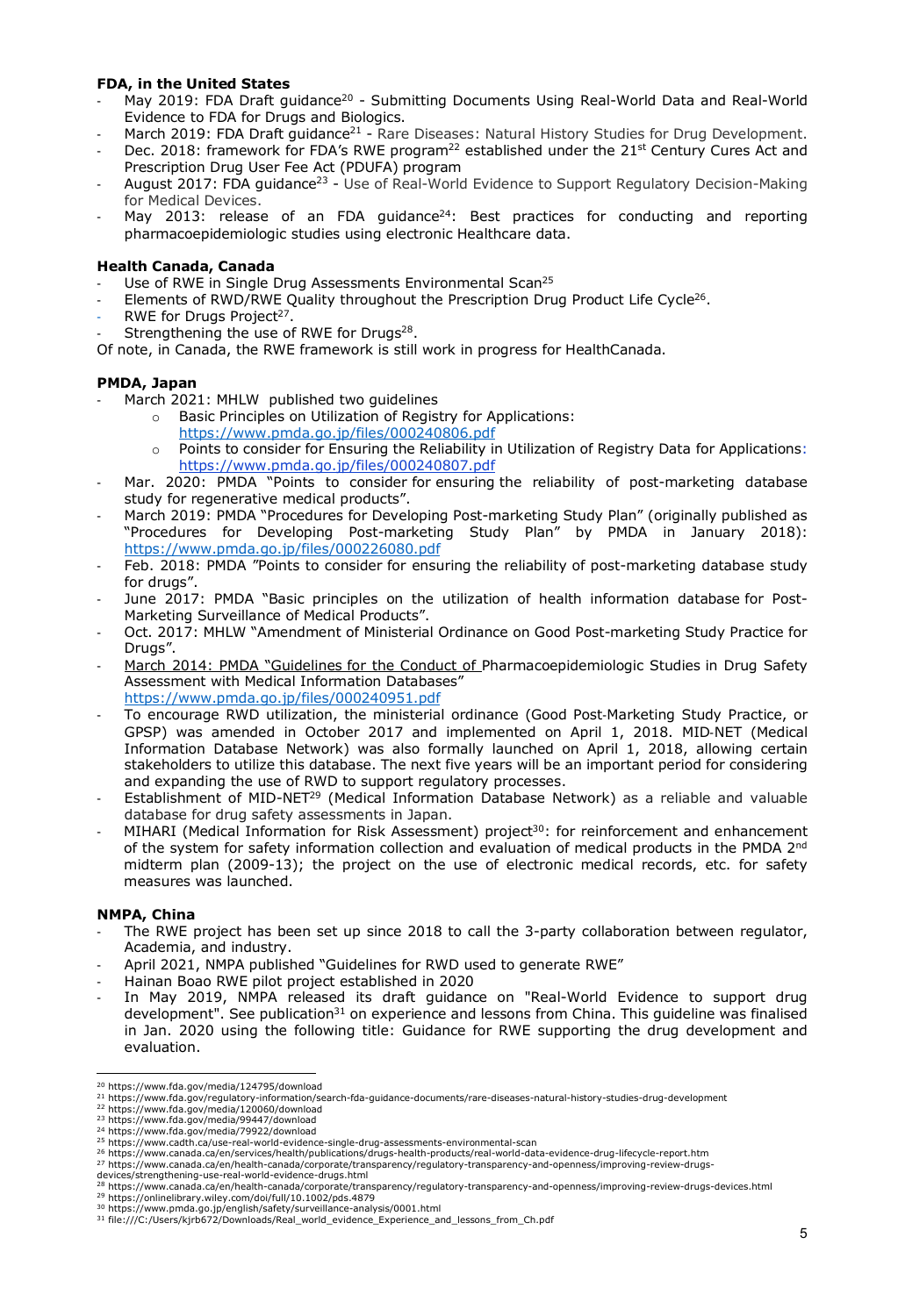**FDA, in the United States**

- May 2019: FDA Draft guidance[20] - Submitting Documents Using Real-World Data and Real-World Evidence to FDA for Drugs and Biologics.
- March 2019: FDA Draft guidance[21] - Rare Diseases: Natural History Studies for Drug Development.
- Dec. 2018: framework for FDA's RWE program[22] established under the 21st Century Cures Act and Prescription Drug User Fee Act (PDUFA) program
- August 2017: FDA guidance[23] - Use of Real-World Evidence to Support Regulatory Decision-Making for Medical Devices.
- May 2013: release of an FDA guidance[24]: Best practices for conducting and reporting pharmacoepidemiologic studies using electronic Healthcare data.

**Health Canada, Canada**

- Use of RWE in Single Drug Assessments Environmental Scan[25]
- Elements of RWD/RWE Quality throughout the Prescription Drug Product Life Cycle[26].
- RWE for Drugs Project[27].
- Strengthening the use of RWE for Drugs[28].

Of note, in Canada, the RWE framework is still work in progress for HealthCanada.

**PMDA, Japan**

- March 2021: MHLW published two guidelines
  - Basic Principles on Utilization of Registry for Applications: https://www.pmda.go.jp/files/000240806.pdf
  - Points to consider for Ensuring the Reliability in Utilization of Registry Data for Applications: https://www.pmda.go.jp/files/000240807.pdf
- Mar. 2020: PMDA "Points to consider for ensuring the reliability of post-marketing database study for regenerative medical products".
- March 2019: PMDA "Procedures for Developing Post-marketing Study Plan" (originally published as "Procedures for Developing Post-marketing Study Plan" by PMDA in January 2018): https://www.pmda.go.jp/files/000226080.pdf
- Feb. 2018: PMDA "Points to consider for ensuring the reliability of post-marketing database study for drugs".
- June 2017: PMDA "Basic principles on the utilization of health information database for Post-Marketing Surveillance of Medical Products".
- Oct. 2017: MHLW "Amendment of Ministerial Ordinance on Good Post-marketing Study Practice for Drugs".
- March 2014: PMDA "Guidelines for the Conduct of Pharmacoepidemiologic Studies in Drug Safety Assessment with Medical Information Databases" https://www.pmda.go.jp/files/000240951.pdf
- To encourage RWD utilization, the ministerial ordinance (Good Post-Marketing Study Practice, or GPSP) was amended in October 2017 and implemented on April 1, 2018. MID-NET (Medical Information Database Network) was also formally launched on April 1, 2018, allowing certain stakeholders to utilize this database. The next five years will be an important period for considering and expanding the use of RWD to support regulatory processes.
- Establishment of MID-NET[29] (Medical Information Database Network) as a reliable and valuable database for drug safety assessments in Japan.
- MIHARI (Medical Information for Risk Assessment) project[30]: for reinforcement and enhancement of the system for safety information collection and evaluation of medical products in the PMDA 2nd midterm plan (2009-13); the project on the use of electronic medical records, etc. for safety measures was launched.

**NMPA, China**

- The RWE project has been set up since 2018 to call the 3-party collaboration between regulator, Academia, and industry.
- April 2021, NMPA published "Guidelines for RWD used to generate RWE"
- Hainan Boao RWE pilot project established in 2020
- In May 2019, NMPA released its draft guidance on "Real-World Evidence to support drug development". See publication[31] on experience and lessons from China. This guideline was finalised in Jan. 2020 using the following title: Guidance for RWE supporting the drug development and evaluation.

---

[20] https://www.fda.gov/media/124795/download
[21] https://www.fda.gov/regulatory-information/search-fda-guidance-documents/rare-diseases-natural-history-studies-drug-development
[22] https://www.fda.gov/media/120060/download
[23] https://www.fda.gov/media/99447/download
[24] https://www.fda.gov/media/79922/download
[25] https://www.cadth.ca/use-real-world-evidence-single-drug-assessments-environmental-scan
[26] https://www.canada.ca/en/services/health/publications/drugs-health-products/real-world-data-evidence-drug-lifecycle-report.htm
[27] https://www.canada.ca/en/health-canada/corporate/transparency/regulatory-transparency-and-openness/improving-review-drugs-devices/strengthening-use-real-world-evidence-drugs.html
[28] https://www.canada.ca/en/health-canada/corporate/transparency/regulatory-transparency-and-openness/improving-review-drugs-devices.html
[29] https://onlinelibrary.wiley.com/doi/full/10.1002/pds.4879
[30] https://www.pmda.go.jp/english/safety/surveillance-analysis/0001.html
[31] file:///C:/Users/kjrb672/Downloads/Real_world_evidence_Experience_and_lessons_from_Ch.pdf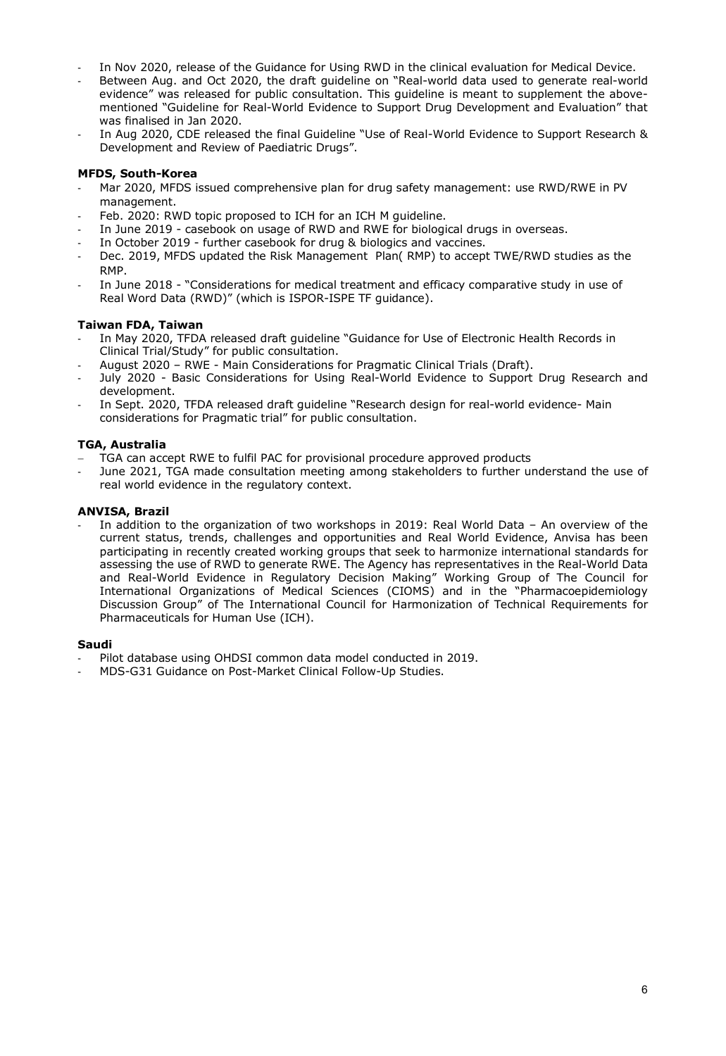- In Nov 2020, release of the Guidance for Using RWD in the clinical evaluation for Medical Device.
- Between Aug. and Oct 2020, the draft guideline on "Real-world data used to generate real-world evidence" was released for public consultation. This guideline is meant to supplement the above-mentioned "Guideline for Real-World Evidence to Support Drug Development and Evaluation" that was finalised in Jan 2020.
- In Aug 2020, CDE released the final Guideline "Use of Real-World Evidence to Support Research & Development and Review of Paediatric Drugs".

**MFDS, South-Korea**

- Mar 2020, MFDS issued comprehensive plan for drug safety management: use RWD/RWE in PV management.
- Feb. 2020: RWD topic proposed to ICH for an ICH M guideline.
- In June 2019 - casebook on usage of RWD and RWE for biological drugs in overseas.
- In October 2019 - further casebook for drug & biologics and vaccines.
- Dec. 2019, MFDS updated the Risk Management Plan( RMP) to accept TWE/RWD studies as the RMP.
- In June 2018 - "Considerations for medical treatment and efficacy comparative study in use of Real Word Data (RWD)" (which is ISPOR-ISPE TF guidance).

**Taiwan FDA, Taiwan**

- In May 2020, TFDA released draft guideline "Guidance for Use of Electronic Health Records in Clinical Trial/Study" for public consultation.
- August 2020 – RWE - Main Considerations for Pragmatic Clinical Trials (Draft).
- July 2020 - Basic Considerations for Using Real-World Evidence to Support Drug Research and development.
- In Sept. 2020, TFDA released draft guideline "Research design for real-world evidence- Main considerations for Pragmatic trial" for public consultation.

**TGA, Australia**

- TGA can accept RWE to fulfil PAC for provisional procedure approved products
- June 2021, TGA made consultation meeting among stakeholders to further understand the use of real world evidence in the regulatory context.

**ANVISA, Brazil**

- In addition to the organization of two workshops in 2019: Real World Data – An overview of the current status, trends, challenges and opportunities and Real World Evidence, Anvisa has been participating in recently created working groups that seek to harmonize international standards for assessing the use of RWD to generate RWE. The Agency has representatives in the Real-World Data and Real-World Evidence in Regulatory Decision Making" Working Group of The Council for International Organizations of Medical Sciences (CIOMS) and in the "Pharmacoepidemiology Discussion Group" of The International Council for Harmonization of Technical Requirements for Pharmaceuticals for Human Use (ICH).

**Saudi**

- Pilot database using OHDSI common data model conducted in 2019.
- MDS-G31 Guidance on Post-Market Clinical Follow-Up Studies.